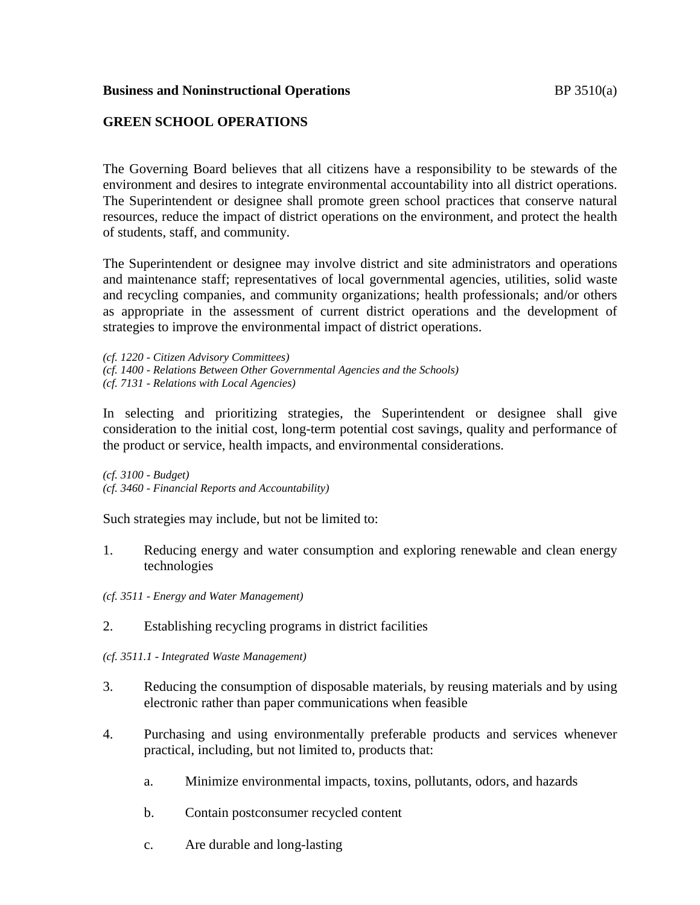**Business and Noninstructional Operations** BP 3510(a)

## GREEN SCHOOL OPERATIONS

The Governing Board believes that all citizens have a responsibility to be stewards of the environment and desires to integrate environmental accountability into all district operations. The Superintendent or designee shall promote green school practices that conserve natural resources, reduce the impact of district operations on the environment, and protect the health of students, staff, and community.

The Superintendent or designee may involve district and site administrators and operations and maintenance staff; representatives of local governmental agencies, utilities, solid waste and recycling companies, and community organizations; health professionals; and/or others as appropriate in the assessment of current district operations and the development of strategies to improve the environmental impact of district operations.

*(cf. 1220 - Citizen Advisory Committees)*
*(cf. 1400 - Relations Between Other Governmental Agencies and the Schools)*
*(cf. 7131 - Relations with Local Agencies)*

In selecting and prioritizing strategies, the Superintendent or designee shall give consideration to the initial cost, long-term potential cost savings, quality and performance of the product or service, health impacts, and environmental considerations.

*(cf. 3100 - Budget)*
*(cf. 3460 - Financial Reports and Accountability)*

Such strategies may include, but not be limited to:

1. Reducing energy and water consumption and exploring renewable and clean energy technologies

*(cf. 3511 - Energy and Water Management)*

2. Establishing recycling programs in district facilities

*(cf. 3511.1 - Integrated Waste Management)*

3. Reducing the consumption of disposable materials, by reusing materials and by using electronic rather than paper communications when feasible

4. Purchasing and using environmentally preferable products and services whenever practical, including, but not limited to, products that:

    a. Minimize environmental impacts, toxins, pollutants, odors, and hazards

    b. Contain postconsumer recycled content

    c. Are durable and long-lasting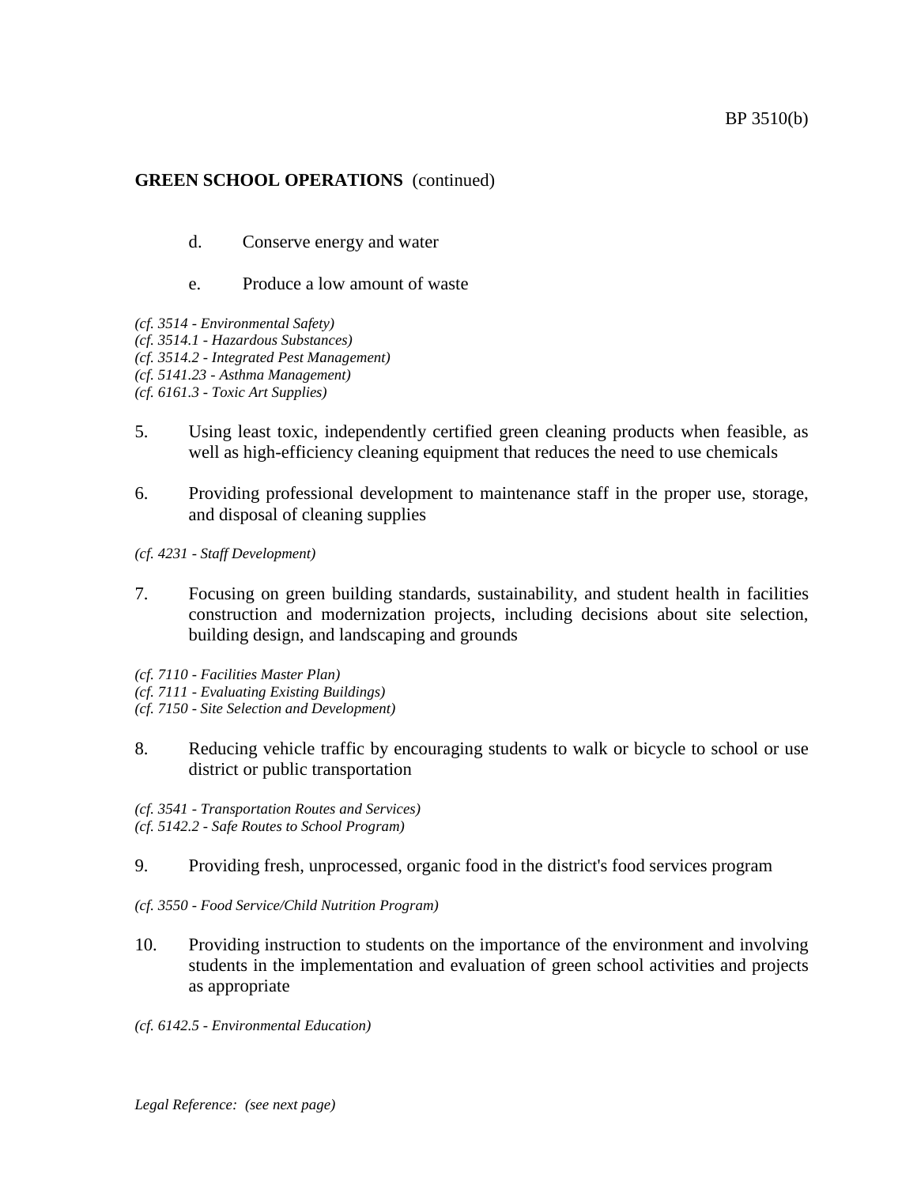**GREEN SCHOOL OPERATIONS** (continued)

   d. Conserve energy and water

   e. Produce a low amount of waste

*(cf. 3514 - Environmental Safety)*
*(cf. 3514.1 - Hazardous Substances)*
*(cf. 3514.2 - Integrated Pest Management)*
*(cf. 5141.23 - Asthma Management)*
*(cf. 6161.3 - Toxic Art Supplies)*

5. Using least toxic, independently certified green cleaning products when feasible, as well as high-efficiency cleaning equipment that reduces the need to use chemicals

6. Providing professional development to maintenance staff in the proper use, storage, and disposal of cleaning supplies

*(cf. 4231 - Staff Development)*

7. Focusing on green building standards, sustainability, and student health in facilities construction and modernization projects, including decisions about site selection, building design, and landscaping and grounds

*(cf. 7110 - Facilities Master Plan)*
*(cf. 7111 - Evaluating Existing Buildings)*
*(cf. 7150 - Site Selection and Development)*

8. Reducing vehicle traffic by encouraging students to walk or bicycle to school or use district or public transportation

*(cf. 3541 - Transportation Routes and Services)*
*(cf. 5142.2 - Safe Routes to School Program)*

9. Providing fresh, unprocessed, organic food in the district's food services program

*(cf. 3550 - Food Service/Child Nutrition Program)*

10. Providing instruction to students on the importance of the environment and involving students in the implementation and evaluation of green school activities and projects as appropriate

*(cf. 6142.5 - Environmental Education)*

*Legal Reference: (see next page)*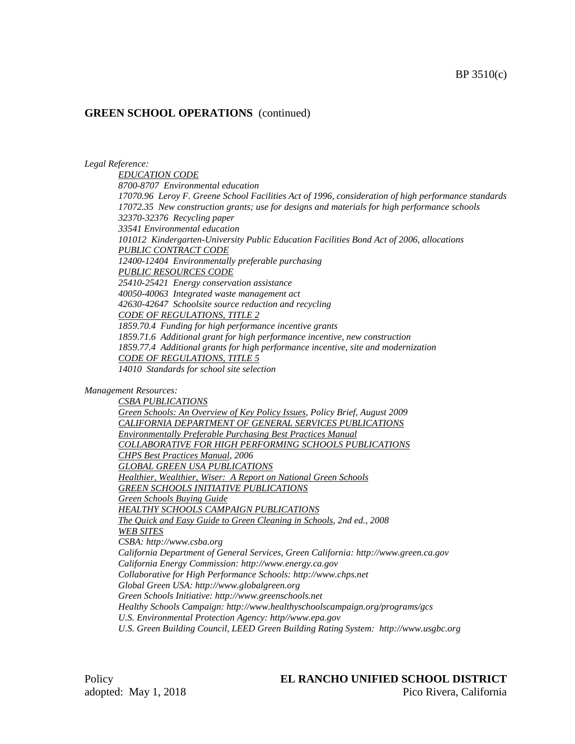**GREEN SCHOOL OPERATIONS** (continued)

*Legal Reference:*

*EDUCATION CODE*
*8700-8707 Environmental education*
*17070.96 Leroy F. Greene School Facilities Act of 1996, consideration of high performance standards*
*17072.35 New construction grants; use for designs and materials for high performance schools*
*32370-32376 Recycling paper*
*33541 Environmental education*
*101012 Kindergarten-University Public Education Facilities Bond Act of 2006, allocations*
*PUBLIC CONTRACT CODE*
*12400-12404 Environmentally preferable purchasing*
*PUBLIC RESOURCES CODE*
*25410-25421 Energy conservation assistance*
*40050-40063 Integrated waste management act*
*42630-42647 Schoolsite source reduction and recycling*
*CODE OF REGULATIONS, TITLE 2*
*1859.70.4 Funding for high performance incentive grants*
*1859.71.6 Additional grant for high performance incentive, new construction*
*1859.77.4 Additional grants for high performance incentive, site and modernization*
*CODE OF REGULATIONS, TITLE 5*
*14010 Standards for school site selection*

*Management Resources:*

*CSBA PUBLICATIONS*
*Green Schools: An Overview of Key Policy Issues, Policy Brief, August 2009*
*CALIFORNIA DEPARTMENT OF GENERAL SERVICES PUBLICATIONS*
*Environmentally Preferable Purchasing Best Practices Manual*
*COLLABORATIVE FOR HIGH PERFORMING SCHOOLS PUBLICATIONS*
*CHPS Best Practices Manual, 2006*
*GLOBAL GREEN USA PUBLICATIONS*
*Healthier, Wealthier, Wiser: A Report on National Green Schools*
*GREEN SCHOOLS INITIATIVE PUBLICATIONS*
*Green Schools Buying Guide*
*HEALTHY SCHOOLS CAMPAIGN PUBLICATIONS*
*The Quick and Easy Guide to Green Cleaning in Schools, 2nd ed., 2008*
*WEB SITES*
*CSBA: http://www.csba.org*
*California Department of General Services, Green California: http://www.green.ca.gov*
*California Energy Commission: http://www.energy.ca.gov*
*Collaborative for High Performance Schools: http://www.chps.net*
*Global Green USA: http://www.globalgreen.org*
*Green Schools Initiative: http://www.greenschools.net*
*Healthy Schools Campaign: http://www.healthyschoolscampaign.org/programs/gcs*
*U.S. Environmental Protection Agency: http//www.epa.gov*
*U.S. Green Building Council, LEED Green Building Rating System: http://www.usgbc.org*

Policy
adopted: May 1, 2018

**EL RANCHO UNIFIED SCHOOL DISTRICT**
Pico Rivera, California